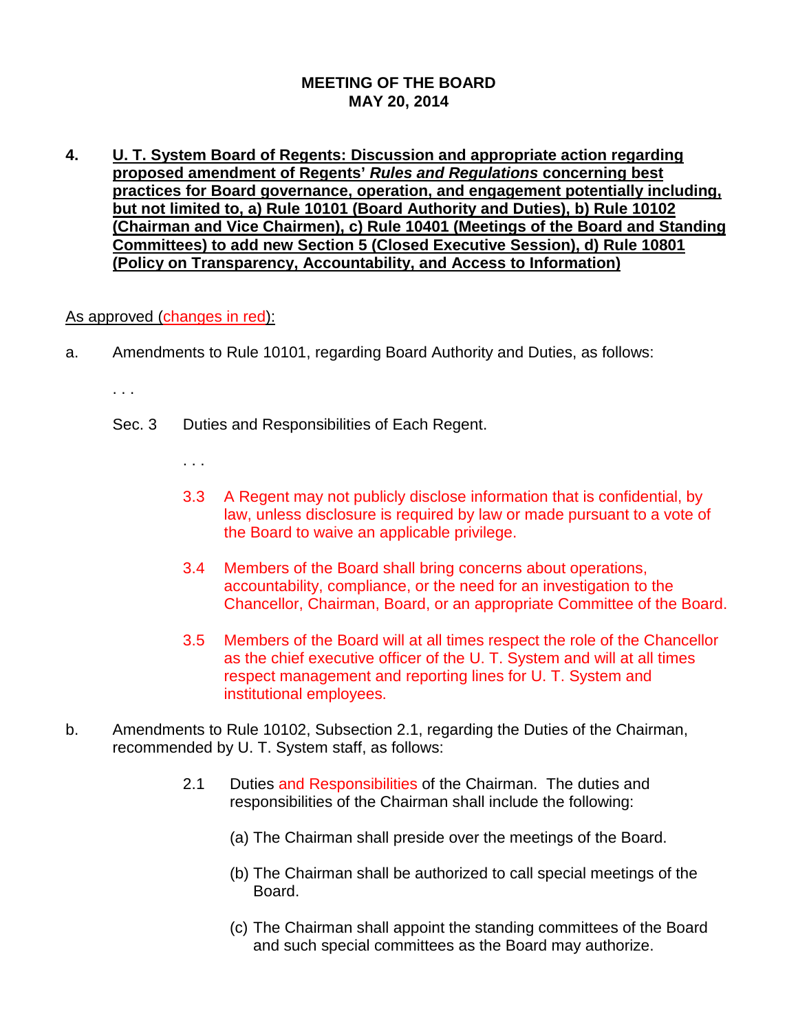**MEETING OF THE BOARD**
**MAY 20, 2014**

**4. U. T. System Board of Regents: Discussion and appropriate action regarding proposed amendment of Regents' *Rules and Regulations* concerning best practices for Board governance, operation, and engagement potentially including, but not limited to, a) Rule 10101 (Board Authority and Duties), b) Rule 10102 (Chairman and Vice Chairmen), c) Rule 10401 (Meetings of the Board and Standing Committees) to add new Section 5 (Closed Executive Session), d) Rule 10801 (Policy on Transparency, Accountability, and Access to Information)**

As approved (changes in red):

a. Amendments to Rule 10101, regarding Board Authority and Duties, as follows:

. . .

Sec. 3 Duties and Responsibilities of Each Regent.

. . .

3.3 A Regent may not publicly disclose information that is confidential, by law, unless disclosure is required by law or made pursuant to a vote of the Board to waive an applicable privilege.

3.4 Members of the Board shall bring concerns about operations, accountability, compliance, or the need for an investigation to the Chancellor, Chairman, Board, or an appropriate Committee of the Board.

3.5 Members of the Board will at all times respect the role of the Chancellor as the chief executive officer of the U. T. System and will at all times respect management and reporting lines for U. T. System and institutional employees.

b. Amendments to Rule 10102, Subsection 2.1, regarding the Duties of the Chairman, recommended by U. T. System staff, as follows:

2.1 Duties and Responsibilities of the Chairman. The duties and responsibilities of the Chairman shall include the following:

(a) The Chairman shall preside over the meetings of the Board.

(b) The Chairman shall be authorized to call special meetings of the Board.

(c) The Chairman shall appoint the standing committees of the Board and such special committees as the Board may authorize.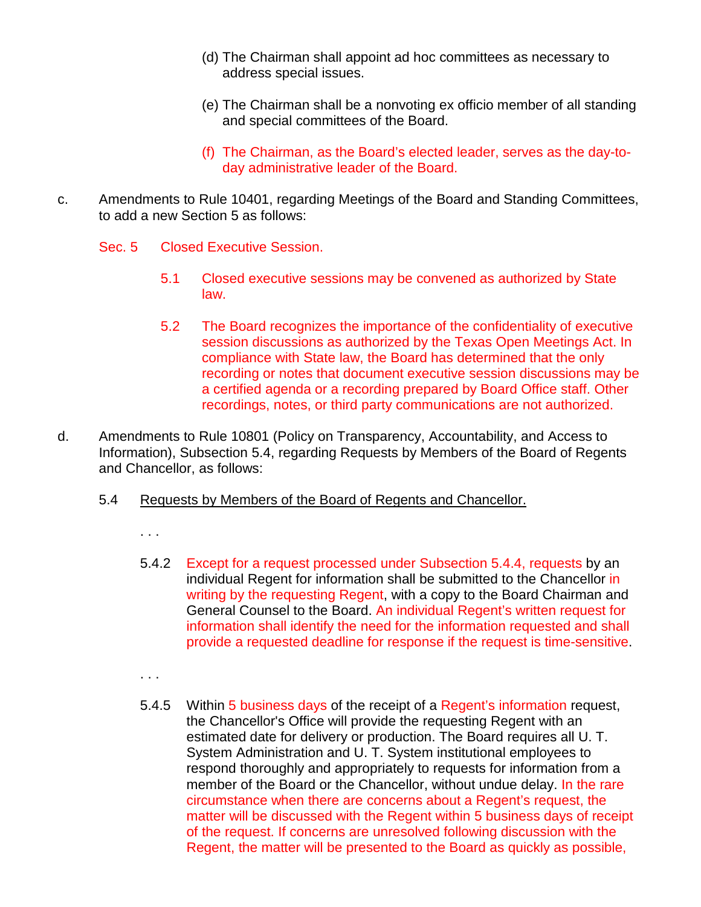(d) The Chairman shall appoint ad hoc committees as necessary to address special issues.

(e) The Chairman shall be a nonvoting ex officio member of all standing and special committees of the Board.

(f) The Chairman, as the Board's elected leader, serves as the day-to-day administrative leader of the Board.

c. Amendments to Rule 10401, regarding Meetings of the Board and Standing Committees, to add a new Section 5 as follows:

Sec. 5 Closed Executive Session.

5.1 Closed executive sessions may be convened as authorized by State law.

5.2 The Board recognizes the importance of the confidentiality of executive session discussions as authorized by the Texas Open Meetings Act. In compliance with State law, the Board has determined that the only recording or notes that document executive session discussions may be a certified agenda or a recording prepared by Board Office staff. Other recordings, notes, or third party communications are not authorized.

d. Amendments to Rule 10801 (Policy on Transparency, Accountability, and Access to Information), Subsection 5.4, regarding Requests by Members of the Board of Regents and Chancellor, as follows:

5.4 Requests by Members of the Board of Regents and Chancellor.

. . .

5.4.2 Except for a request processed under Subsection 5.4.4, requests by an individual Regent for information shall be submitted to the Chancellor in writing by the requesting Regent, with a copy to the Board Chairman and General Counsel to the Board. An individual Regent's written request for information shall identify the need for the information requested and shall provide a requested deadline for response if the request is time-sensitive.

. . .

5.4.5 Within 5 business days of the receipt of a Regent's information request, the Chancellor's Office will provide the requesting Regent with an estimated date for delivery or production. The Board requires all U. T. System Administration and U. T. System institutional employees to respond thoroughly and appropriately to requests for information from a member of the Board or the Chancellor, without undue delay. In the rare circumstance when there are concerns about a Regent's request, the matter will be discussed with the Regent within 5 business days of receipt of the request. If concerns are unresolved following discussion with the Regent, the matter will be presented to the Board as quickly as possible,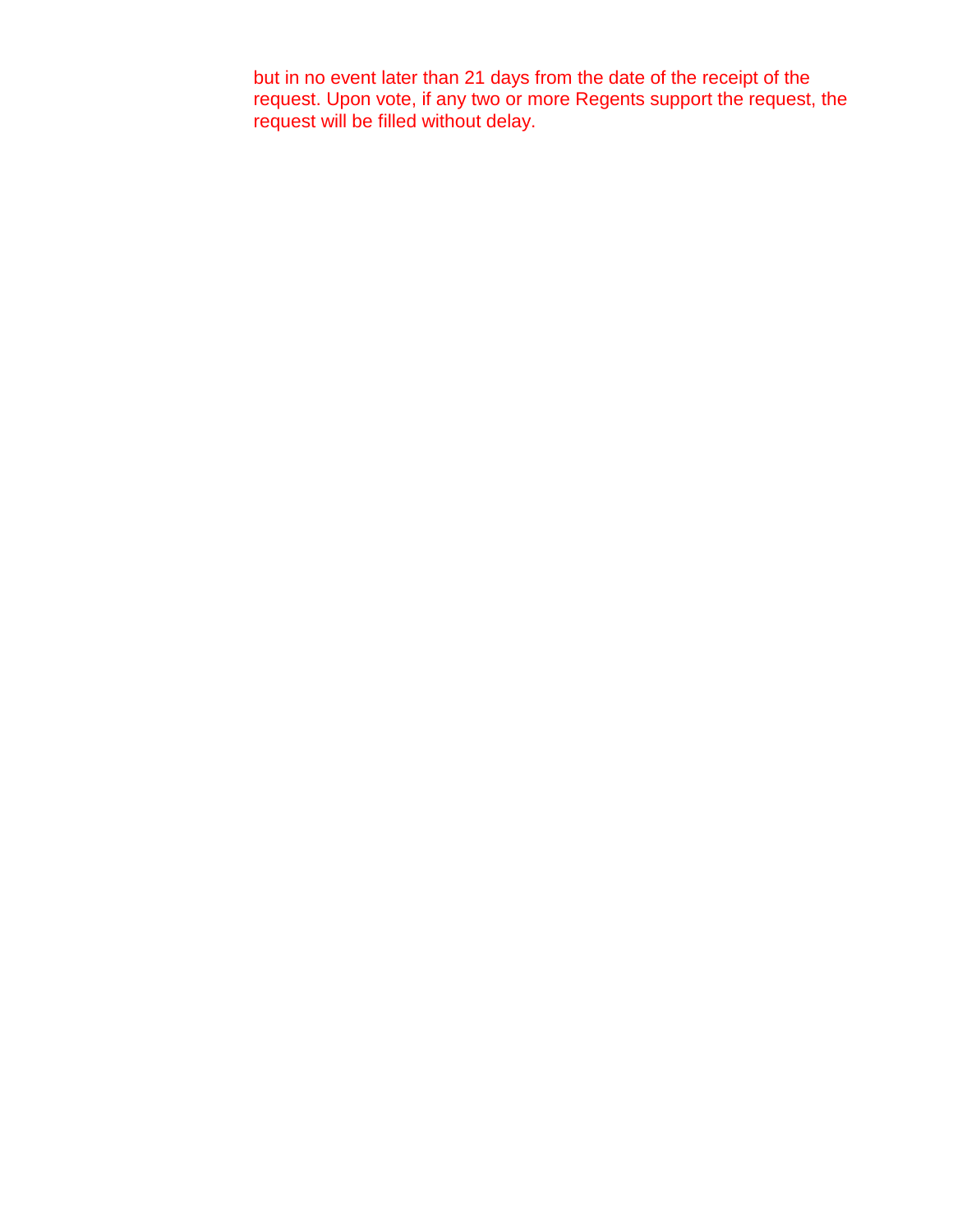but in no event later than 21 days from the date of the receipt of the request. Upon vote, if any two or more Regents support the request, the request will be filled without delay.